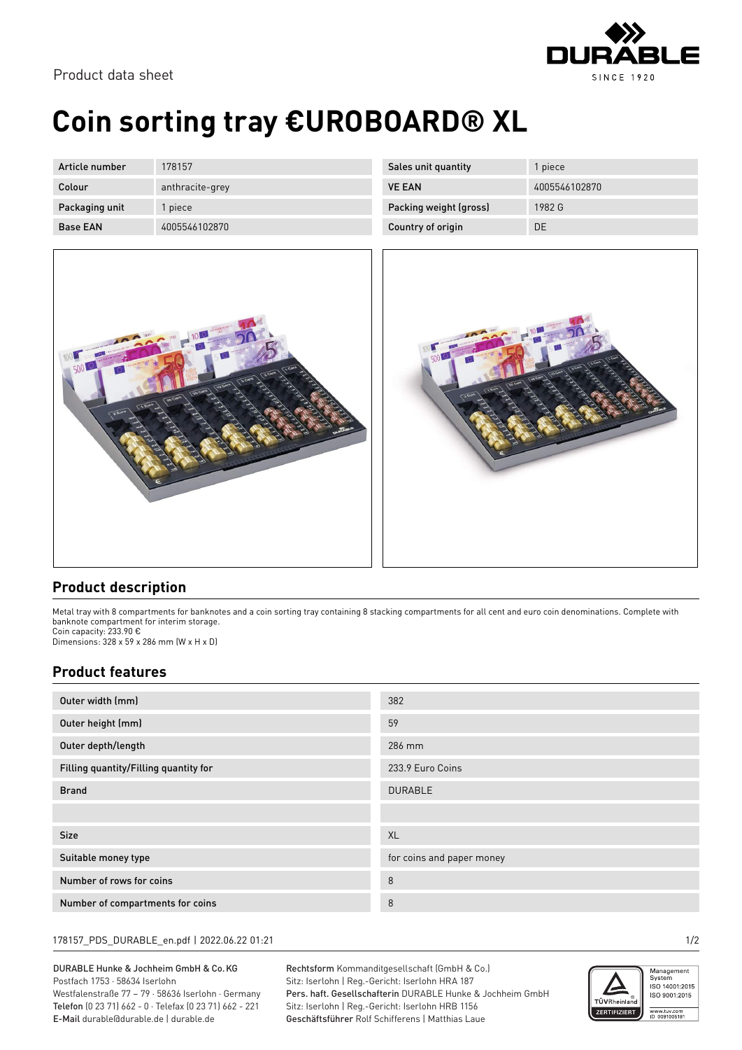Product data sheet

# Coin sorting tray €UROBOARD® XL

| Article number | 178157 | Sales unit quantity | 1 piece |
|---|---|---|---|
| Colour | anthracite-grey | VE EAN | 4005546102870 |
| Packaging unit | 1 piece | Packing weight (gross) | 1982 G |
| Base EAN | 4005546102870 | Country of origin | DE |

## Product description

Metal tray with 8 compartments for banknotes and a coin sorting tray containing 8 stacking compartments for all cent and euro coin denominations. Complete with banknote compartment for interim storage.
Coin capacity: 233.90 €
Dimensions: 328 x 59 x 286 mm (W x H x D)

## Product features

| Feature | Value |
|---|---|
| Outer width (mm) | 382 |
| Outer height (mm) | 59 |
| Outer depth/length | 286 mm |
| Filling quantity/Filling quantity for | 233.9 Euro Coins |
| Brand | DURABLE |
| | |
| Size | XL |
| Suitable money type | for coins and paper money |
| Number of rows for coins | 8 |
| Number of compartments for coins | 8 |

178157_PDS_DURABLE_en.pdf | 2022.06.22 01:21

DURABLE Hunke & Jochheim GmbH & Co. KG
Postfach 1753 · 58634 Iserlohn
Westfalenstraße 77 – 79 · 58636 Iserlohn · Germany
**Telefon** (0 23 71) 662 - 0 · Telefax (0 23 71) 662 - 221
**E-Mail** durable@durable.de | durable.de

**Rechtsform** Kommanditgesellschaft (GmbH & Co.)
Sitz: Iserlohn | Reg.-Gericht: Iserlohn HRA 187
**Pers. haft. Gesellschafterin** DURABLE Hunke & Jochheim GmbH
Sitz: Iserlohn | Reg.-Gericht: Iserlohn HRB 1156
**Geschäftsführer** Rolf Schifferens | Matthias Laue

TÜVRheinland ZERTIFIZIERT · Management System ISO 14001:2015 ISO 9001:2015 · www.tuv.com ID 0091005181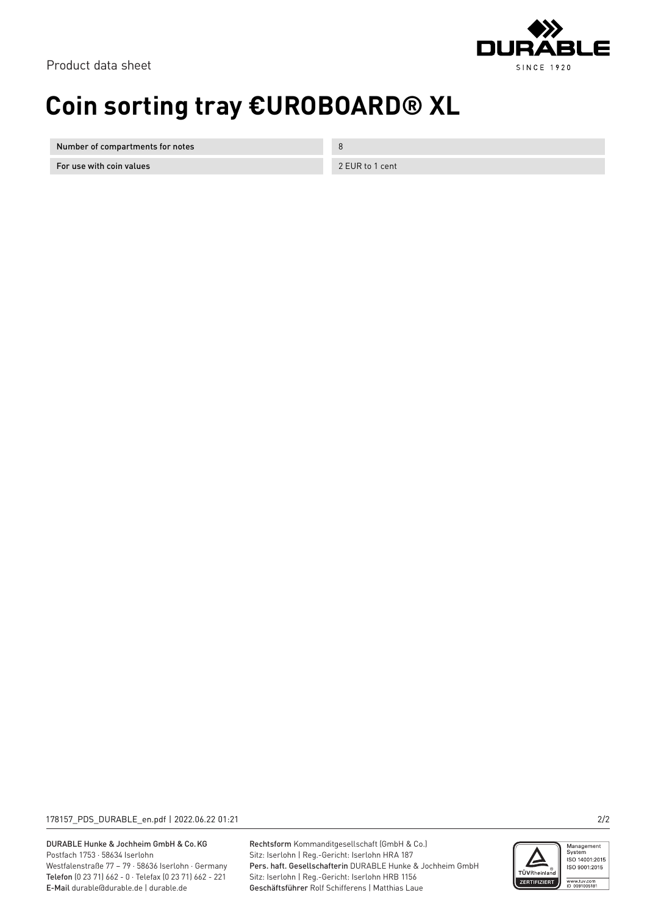# Coin sorting tray €UROBOARD® XL

| | |
|---|---|
| Number of compartments for notes | 8 |
| For use with coin values | 2 EUR to 1 cent |

DURABLE Hunke & Jochheim GmbH & Co. KG
Postfach 1753 · 58634 Iserlohn
Westfalenstraße 77 – 79 · 58636 Iserlohn · Germany
Telefon (0 23 71) 662 - 0 · Telefax (0 23 71) 662 - 221
E-Mail durable@durable.de | durable.de

Rechtsform Kommanditgesellschaft (GmbH & Co.)
Sitz: Iserlohn | Reg.-Gericht: Iserlohn HRA 187
Pers. haft. Gesellschafterin DURABLE Hunke & Jochheim GmbH
Sitz: Iserlohn | Reg.-Gericht: Iserlohn HRB 1156
Geschäftsführer Rolf Schifferens | Matthias Laue